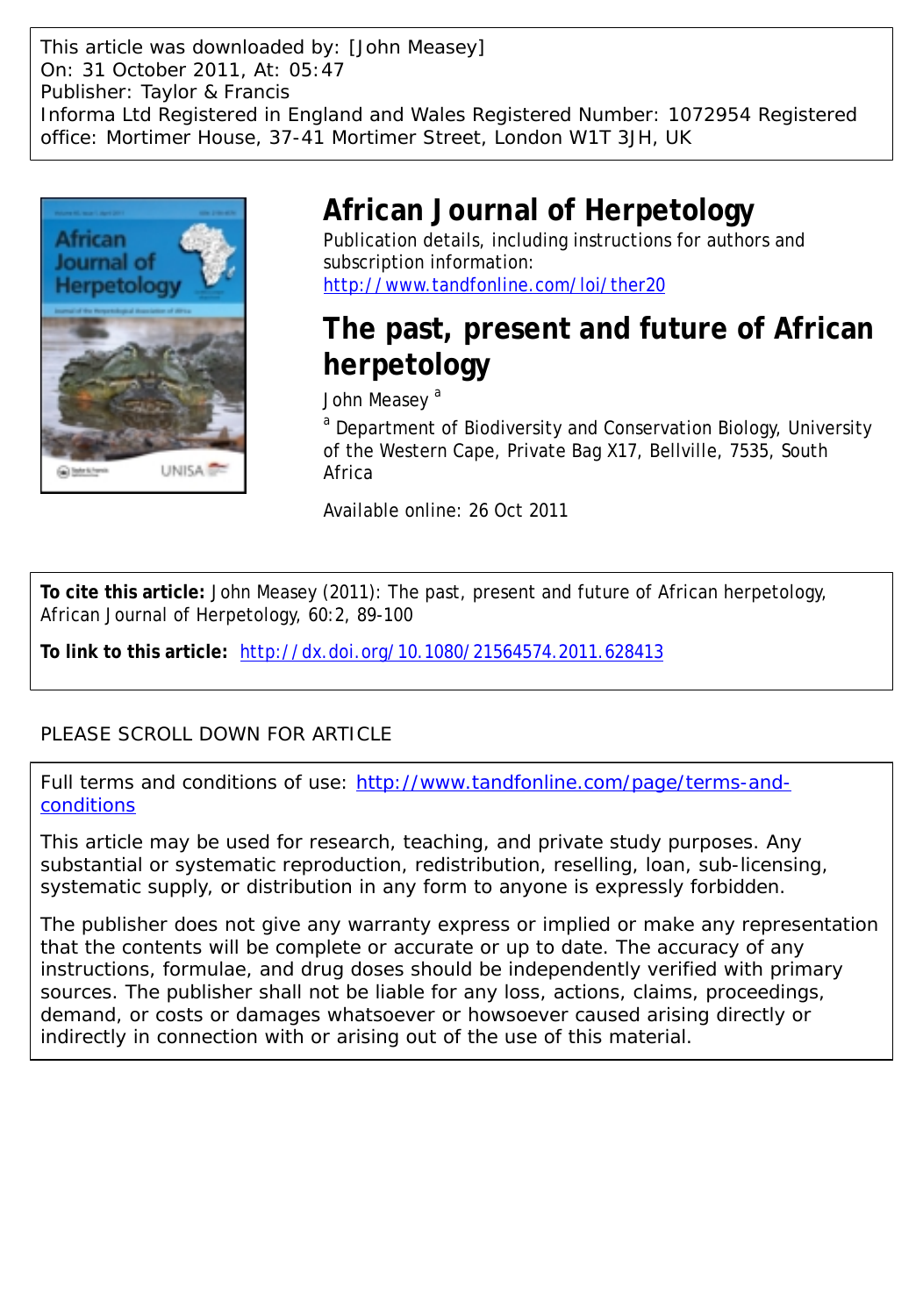This article was downloaded by: [John Measey]
On: 31 October 2011, At: 05:47
Publisher: Taylor & Francis
Informa Ltd Registered in England and Wales Registered Number: 1072954 Registered office: Mortimer House, 37-41 Mortimer Street, London W1T 3JH, UK

# African Journal of Herpetology

Publication details, including instructions for authors and subscription information:
http://www.tandfonline.com/loi/ther20

# The past, present and future of African herpetology

John Measey [a]

[a] Department of Biodiversity and Conservation Biology, University of the Western Cape, Private Bag X17, Bellville, 7535, South Africa

Available online: 26 Oct 2011

**To cite this article:** John Measey (2011): The past, present and future of African herpetology, African Journal of Herpetology, 60:2, 89-100

**To link to this article:** http://dx.doi.org/10.1080/21564574.2011.628413

PLEASE SCROLL DOWN FOR ARTICLE

Full terms and conditions of use: http://www.tandfonline.com/page/terms-and-conditions

This article may be used for research, teaching, and private study purposes. Any substantial or systematic reproduction, redistribution, reselling, loan, sub-licensing, systematic supply, or distribution in any form to anyone is expressly forbidden.

The publisher does not give any warranty express or implied or make any representation that the contents will be complete or accurate or up to date. The accuracy of any instructions, formulae, and drug doses should be independently verified with primary sources. The publisher shall not be liable for any loss, actions, claims, proceedings, demand, or costs or damages whatsoever or howsoever caused arising directly or indirectly in connection with or arising out of the use of this material.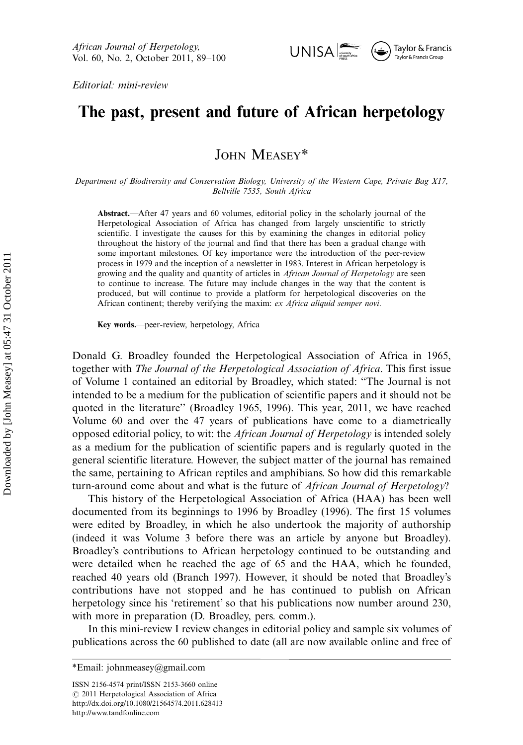*Editorial: mini-review*

# The past, present and future of African herpetology

JOHN MEASEY*

*Department of Biodiversity and Conservation Biology, University of the Western Cape, Private Bag X17, Bellville 7535, South Africa*

**Abstract.**—After 47 years and 60 volumes, editorial policy in the scholarly journal of the Herpetological Association of Africa has changed from largely unscientific to strictly scientific. I investigate the causes for this by examining the changes in editorial policy throughout the history of the journal and find that there has been a gradual change with some important milestones. Of key importance were the introduction of the peer-review process in 1979 and the inception of a newsletter in 1983. Interest in African herpetology is growing and the quality and quantity of articles in *African Journal of Herpetology* are seen to continue to increase. The future may include changes in the way that the content is produced, but will continue to provide a platform for herpetological discoveries on the African continent; thereby verifying the maxim: *ex Africa aliquid semper novi*.

**Key words.**—peer-review, herpetology, Africa

Donald G. Broadley founded the Herpetological Association of Africa in 1965, together with *The Journal of the Herpetological Association of Africa*. This first issue of Volume 1 contained an editorial by Broadley, which stated: "The Journal is not intended to be a medium for the publication of scientific papers and it should not be quoted in the literature" (Broadley 1965, 1996). This year, 2011, we have reached Volume 60 and over the 47 years of publications have come to a diametrically opposed editorial policy, to wit: the *African Journal of Herpetology* is intended solely as a medium for the publication of scientific papers and is regularly quoted in the general scientific literature. However, the subject matter of the journal has remained the same, pertaining to African reptiles and amphibians. So how did this remarkable turn-around come about and what is the future of *African Journal of Herpetology*?

This history of the Herpetological Association of Africa (HAA) has been well documented from its beginnings to 1996 by Broadley (1996). The first 15 volumes were edited by Broadley, in which he also undertook the majority of authorship (indeed it was Volume 3 before there was an article by anyone but Broadley). Broadley's contributions to African herpetology continued to be outstanding and were detailed when he reached the age of 65 and the HAA, which he founded, reached 40 years old (Branch 1997). However, it should be noted that Broadley's contributions have not stopped and he has continued to publish on African herpetology since his 'retirement' so that his publications now number around 230, with more in preparation (D. Broadley, pers. comm.).

In this mini-review I review changes in editorial policy and sample six volumes of publications across the 60 published to date (all are now available online and free of

*Email: johnmeasey@gmail.com

ISSN 2156-4574 print/ISSN 2153-3660 online
© 2011 Herpetological Association of Africa
http://dx.doi.org/10.1080/21564574.2011.628413
http://www.tandfonline.com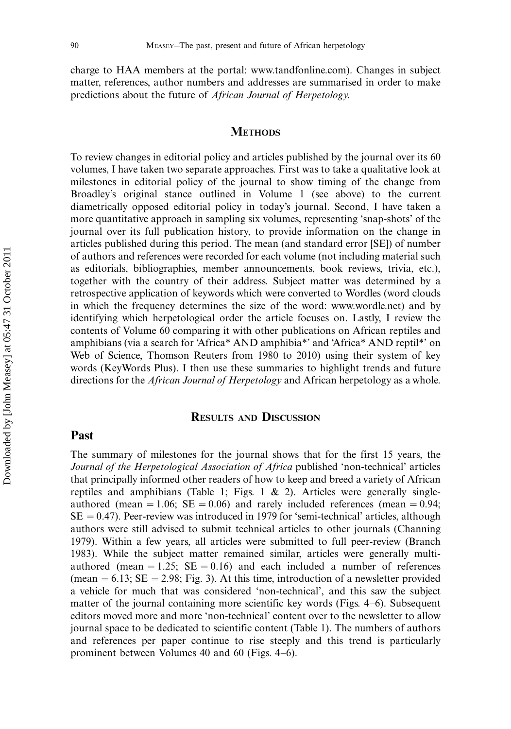charge to HAA members at the portal: www.tandfonline.com). Changes in subject matter, references, author numbers and addresses are summarised in order to make predictions about the future of *African Journal of Herpetology*.

## METHODS

To review changes in editorial policy and articles published by the journal over its 60 volumes, I have taken two separate approaches. First was to take a qualitative look at milestones in editorial policy of the journal to show timing of the change from Broadley's original stance outlined in Volume 1 (see above) to the current diametrically opposed editorial policy in today's journal. Second, I have taken a more quantitative approach in sampling six volumes, representing 'snap-shots' of the journal over its full publication history, to provide information on the change in articles published during this period. The mean (and standard error [SE]) of number of authors and references were recorded for each volume (not including material such as editorials, bibliographies, member announcements, book reviews, trivia, etc.), together with the country of their address. Subject matter was determined by a retrospective application of keywords which were converted to Wordles (word clouds in which the frequency determines the size of the word: www.wordle.net) and by identifying which herpetological order the article focuses on. Lastly, I review the contents of Volume 60 comparing it with other publications on African reptiles and amphibians (via a search for 'Africa* AND amphibia*' and 'Africa* AND reptil*' on Web of Science, Thomson Reuters from 1980 to 2010) using their system of key words (KeyWords Plus). I then use these summaries to highlight trends and future directions for the *African Journal of Herpetology* and African herpetology as a whole.

## RESULTS AND DISCUSSION

### Past

The summary of milestones for the journal shows that for the first 15 years, the *Journal of the Herpetological Association of Africa* published 'non-technical' articles that principally informed other readers of how to keep and breed a variety of African reptiles and amphibians (Table 1; Figs. 1 & 2). Articles were generally single-authored (mean = 1.06; SE = 0.06) and rarely included references (mean = 0.94; SE = 0.47). Peer-review was introduced in 1979 for 'semi-technical' articles, although authors were still advised to submit technical articles to other journals (Channing 1979). Within a few years, all articles were submitted to full peer-review (Branch 1983). While the subject matter remained similar, articles were generally multi-authored (mean = 1.25; SE = 0.16) and each included a number of references (mean = 6.13; SE = 2.98; Fig. 3). At this time, introduction of a newsletter provided a vehicle for much that was considered 'non-technical', and this saw the subject matter of the journal containing more scientific key words (Figs. 4–6). Subsequent editors moved more and more 'non-technical' content over to the newsletter to allow journal space to be dedicated to scientific content (Table 1). The numbers of authors and references per paper continue to rise steeply and this trend is particularly prominent between Volumes 40 and 60 (Figs. 4–6).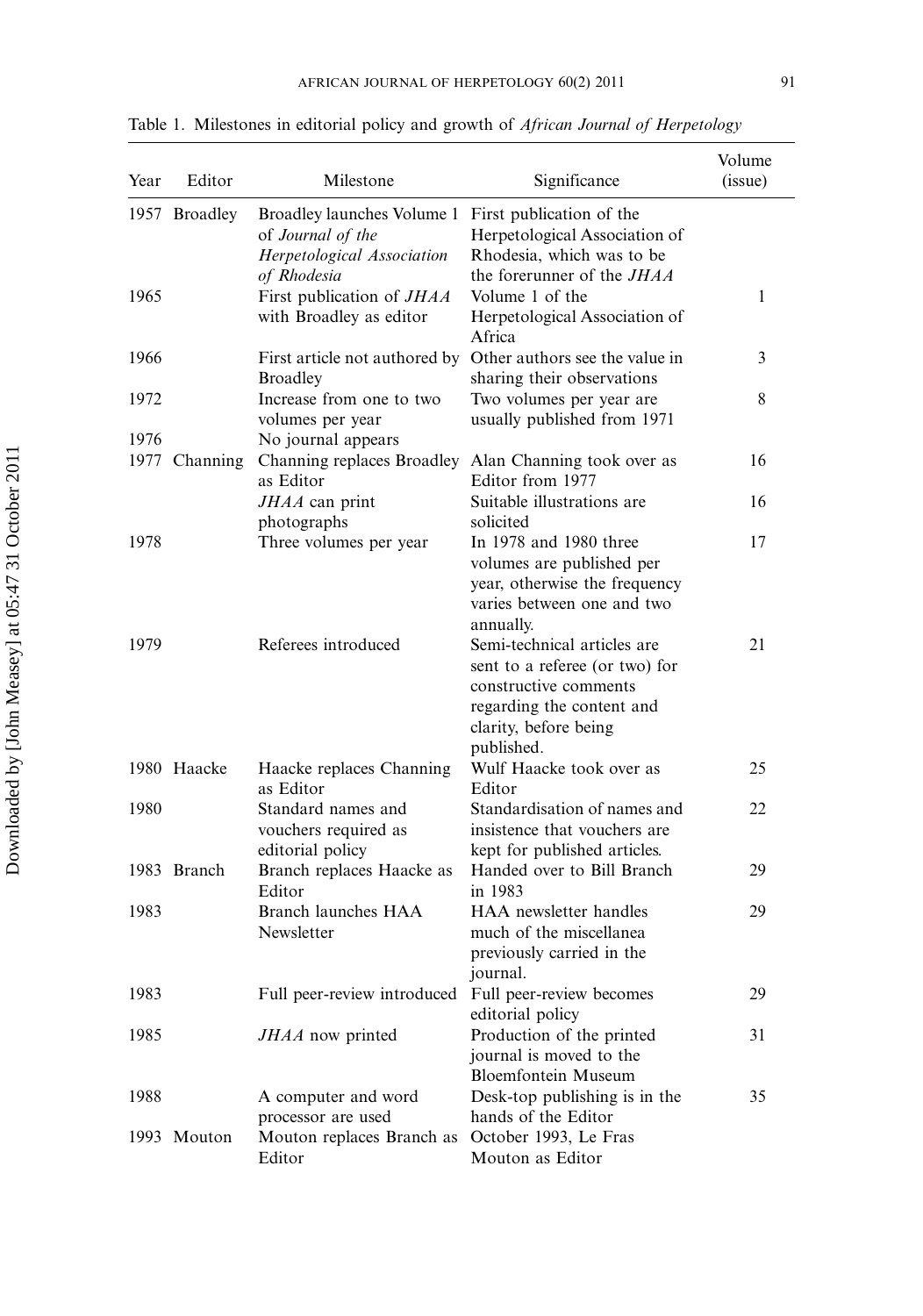Table 1. Milestones in editorial policy and growth of *African Journal of Herpetology*

| Year | Editor | Milestone | Significance | Volume (issue) |
|---|---|---|---|---|
| 1957 | Broadley | Broadley launches Volume 1 of *Journal of the Herpetological Association of Rhodesia* | First publication of the Herpetological Association of Rhodesia, which was to be the forerunner of the *JHAA* | |
| 1965 | | First publication of *JHAA* with Broadley as editor | Volume 1 of the Herpetological Association of Africa | 1 |
| 1966 | | First article not authored by Broadley | Other authors see the value in sharing their observations | 3 |
| 1972 | | Increase from one to two volumes per year | Two volumes per year are usually published from 1971 | 8 |
| 1976 | | No journal appears | | |
| 1977 | Channing | Channing replaces Broadley as Editor | Alan Channing took over as Editor from 1977 | 16 |
| | | *JHAA* can print photographs | Suitable illustrations are solicited | 16 |
| 1978 | | Three volumes per year | In 1978 and 1980 three volumes are published per year, otherwise the frequency varies between one and two annually. | 17 |
| 1979 | | Referees introduced | Semi-technical articles are sent to a referee (or two) for constructive comments regarding the content and clarity, before being published. | 21 |
| 1980 | Haacke | Haacke replaces Channing as Editor | Wulf Haacke took over as Editor | 25 |
| 1980 | | Standard names and vouchers required as editorial policy | Standardisation of names and insistence that vouchers are kept for published articles. | 22 |
| 1983 | Branch | Branch replaces Haacke as Editor | Handed over to Bill Branch in 1983 | 29 |
| 1983 | | Branch launches HAA Newsletter | HAA newsletter handles much of the miscellanea previously carried in the journal. | 29 |
| 1983 | | Full peer-review introduced | Full peer-review becomes editorial policy | 29 |
| 1985 | | *JHAA* now printed | Production of the printed journal is moved to the Bloemfontein Museum | 31 |
| 1988 | | A computer and word processor are used | Desk-top publishing is in the hands of the Editor | 35 |
| 1993 | Mouton | Mouton replaces Branch as Editor | October 1993, Le Fras Mouton as Editor | |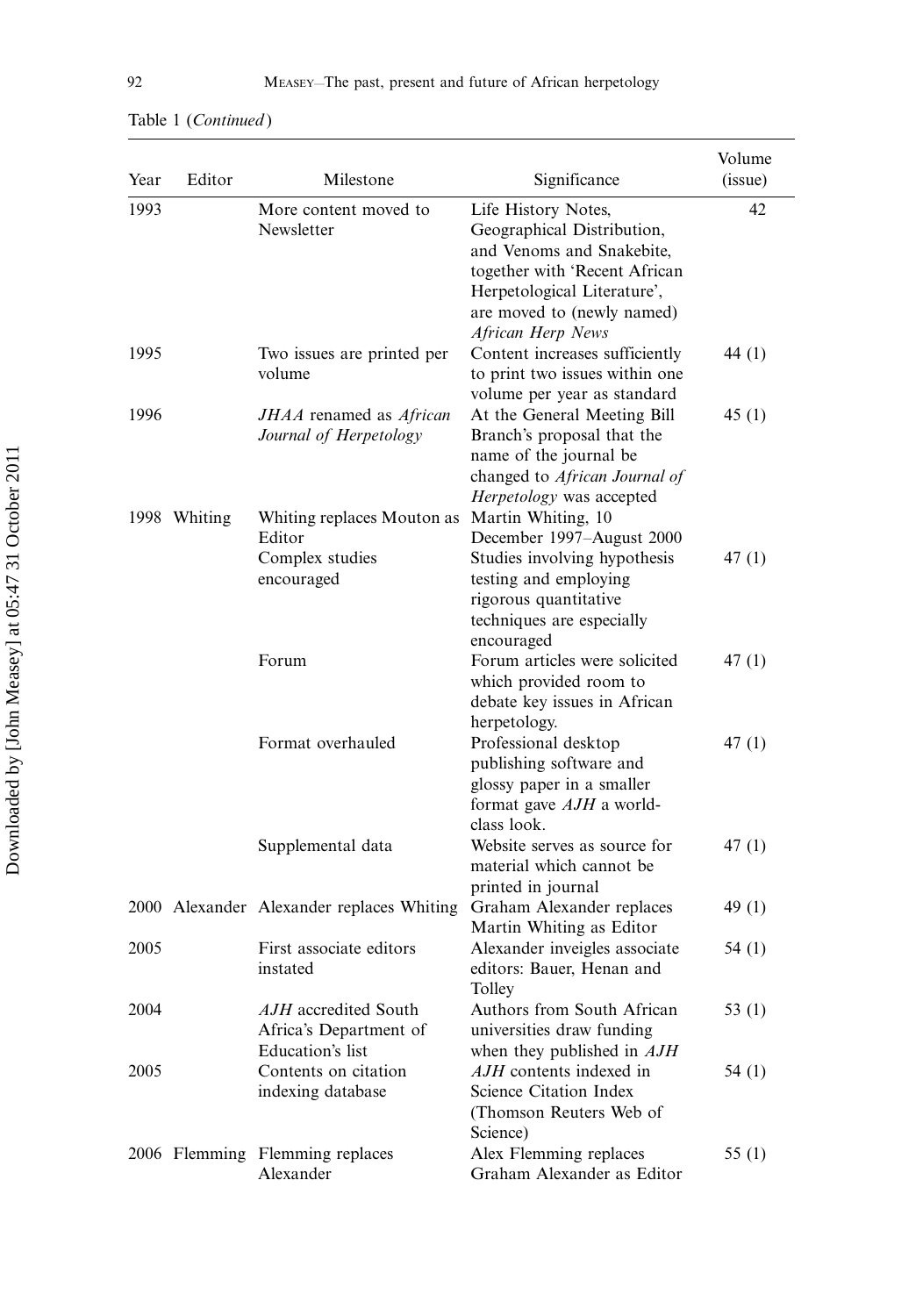Table 1 (*Continued*)

| Year | Editor | Milestone | Significance | Volume (issue) |
|---|---|---|---|---|
| 1993 | | More content moved to Newsletter | Life History Notes, Geographical Distribution, and Venoms and Snakebite, together with 'Recent African Herpetological Literature', are moved to (newly named) *African Herp News* | 42 |
| 1995 | | Two issues are printed per volume | Content increases sufficiently to print two issues within one volume per year as standard | 44 (1) |
| 1996 | | *JHAA* renamed as *African Journal of Herpetology* | At the General Meeting Bill Branch's proposal that the name of the journal be changed to *African Journal of Herpetology* was accepted | 45 (1) |
| 1998 | Whiting | Whiting replaces Mouton as Editor | Martin Whiting, 10 December 1997–August 2000 | |
| | | Complex studies encouraged | Studies involving hypothesis testing and employing rigorous quantitative techniques are especially encouraged | 47 (1) |
| | | Forum | Forum articles were solicited which provided room to debate key issues in African herpetology. | 47 (1) |
| | | Format overhauled | Professional desktop publishing software and glossy paper in a smaller format gave *AJH* a world-class look. | 47 (1) |
| | | Supplemental data | Website serves as source for material which cannot be printed in journal | 47 (1) |
| 2000 | Alexander | Alexander replaces Whiting | Graham Alexander replaces Martin Whiting as Editor | 49 (1) |
| 2005 | | First associate editors instated | Alexander inveigles associate editors: Bauer, Henan and Tolley | 54 (1) |
| 2004 | | *AJH* accredited South Africa's Department of Education's list | Authors from South African universities draw funding when they published in *AJH* | 53 (1) |
| 2005 | | Contents on citation indexing database | *AJH* contents indexed in Science Citation Index (Thomson Reuters Web of Science) | 54 (1) |
| 2006 | Flemming | Flemming replaces Alexander | Alex Flemming replaces Graham Alexander as Editor | 55 (1) |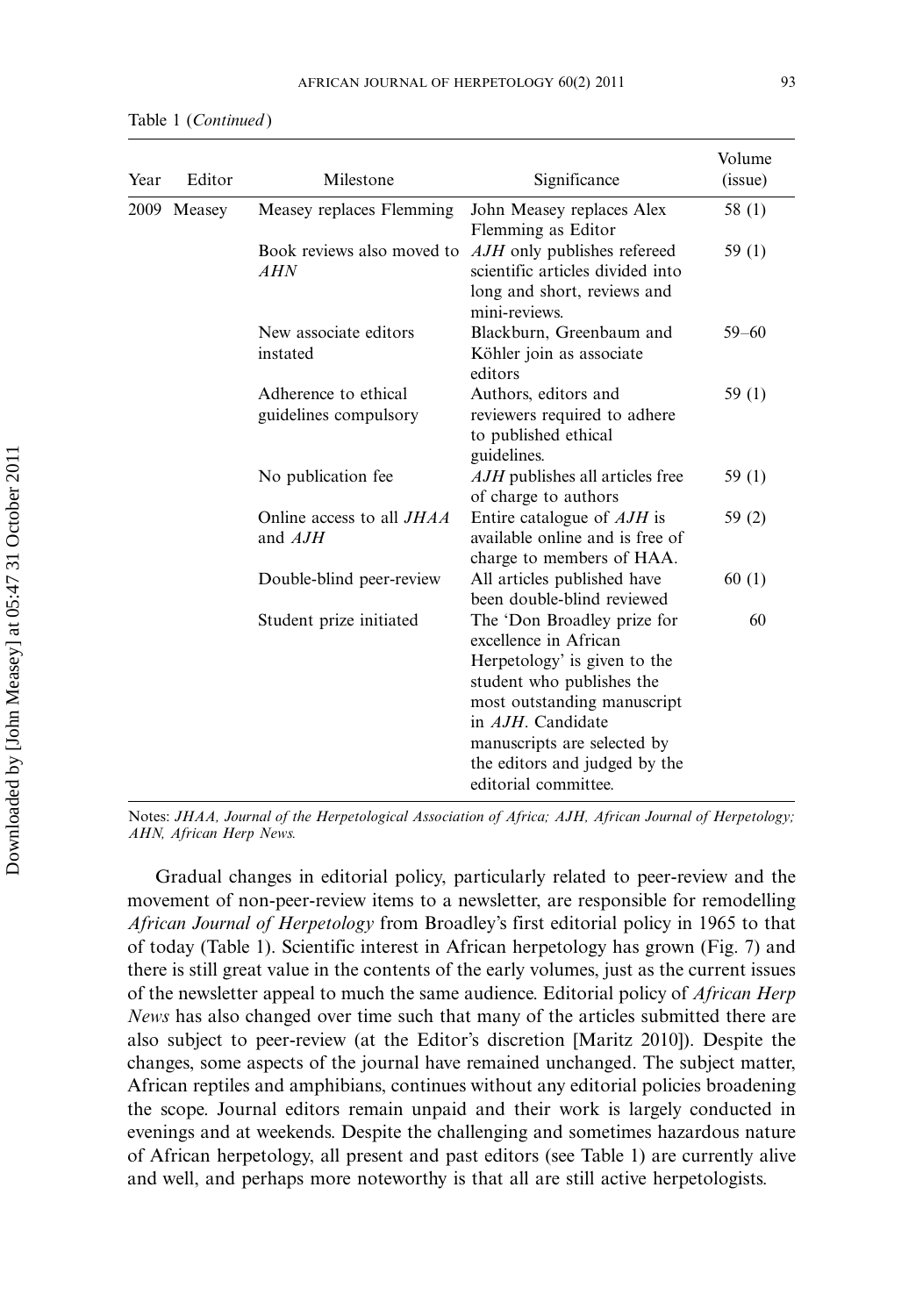Table 1 (*Continued*)

| Year | Editor | Milestone | Significance | Volume (issue) |
|---|---|---|---|---|
| 2009 | Measey | Measey replaces Flemming | John Measey replaces Alex Flemming as Editor | 58 (1) |
| | | Book reviews also moved to *AHN* | *AJH* only publishes refereed scientific articles divided into long and short, reviews and mini-reviews. | 59 (1) |
| | | New associate editors instated | Blackburn, Greenbaum and Köhler join as associate editors | 59–60 |
| | | Adherence to ethical guidelines compulsory | Authors, editors and reviewers required to adhere to published ethical guidelines. | 59 (1) |
| | | No publication fee | *AJH* publishes all articles free of charge to authors | 59 (1) |
| | | Online access to all *JHAA* and *AJH* | Entire catalogue of *AJH* is available online and is free of charge to members of HAA. | 59 (2) |
| | | Double-blind peer-review | All articles published have been double-blind reviewed | 60 (1) |
| | | Student prize initiated | The 'Don Broadley prize for excellence in African Herpetology' is given to the student who publishes the most outstanding manuscript in *AJH*. Candidate manuscripts are selected by the editors and judged by the editorial committee. | 60 |

Notes: *JHAA, Journal of the Herpetological Association of Africa; AJH, African Journal of Herpetology; AHN, African Herp News.*

Gradual changes in editorial policy, particularly related to peer-review and the movement of non-peer-review items to a newsletter, are responsible for remodelling *African Journal of Herpetology* from Broadley's first editorial policy in 1965 to that of today (Table 1). Scientific interest in African herpetology has grown (Fig. 7) and there is still great value in the contents of the early volumes, just as the current issues of the newsletter appeal to much the same audience. Editorial policy of *African Herp News* has also changed over time such that many of the articles submitted there are also subject to peer-review (at the Editor's discretion [Maritz 2010]). Despite the changes, some aspects of the journal have remained unchanged. The subject matter, African reptiles and amphibians, continues without any editorial policies broadening the scope. Journal editors remain unpaid and their work is largely conducted in evenings and at weekends. Despite the challenging and sometimes hazardous nature of African herpetology, all present and past editors (see Table 1) are currently alive and well, and perhaps more noteworthy is that all are still active herpetologists.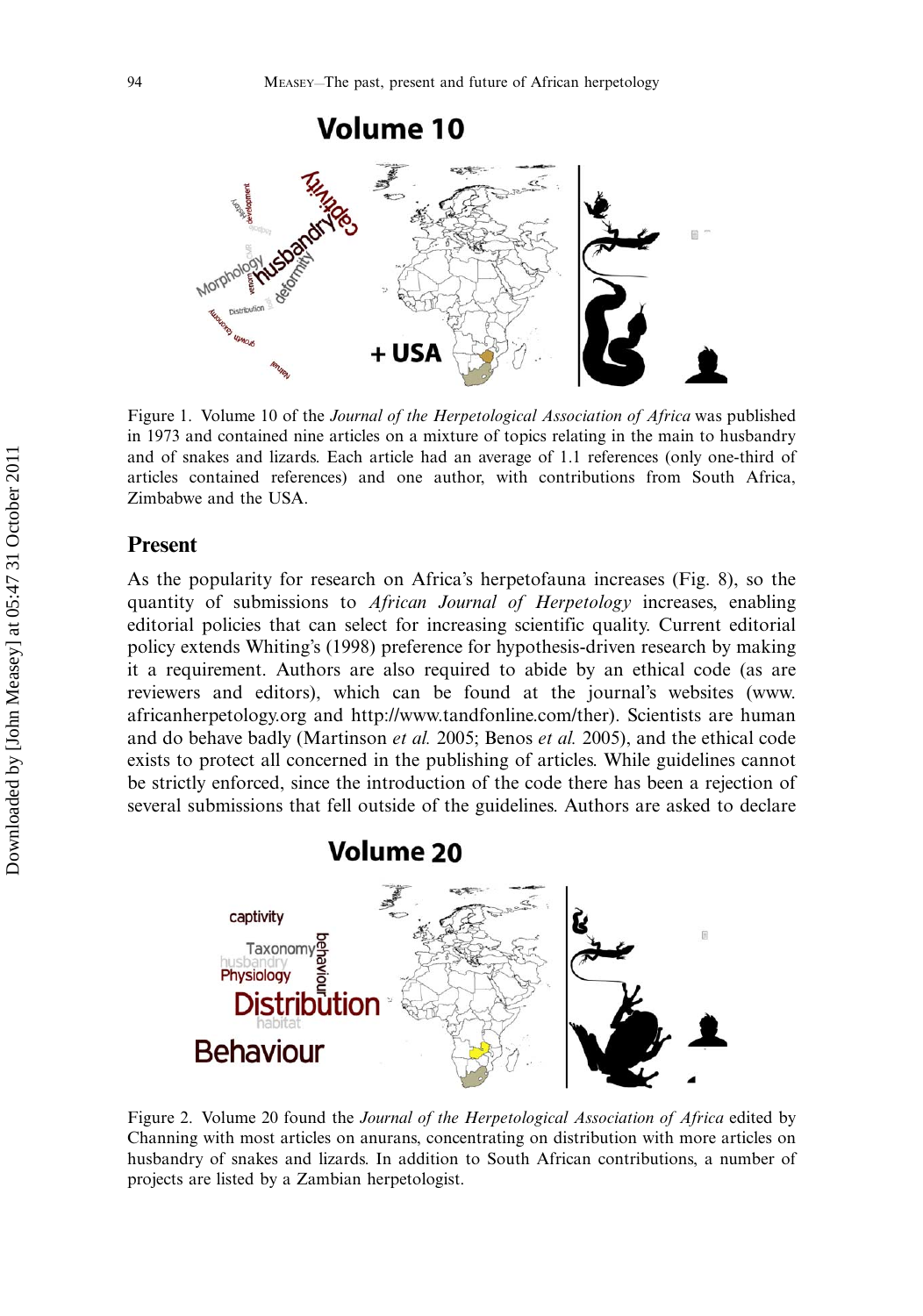Figure 1. Volume 10 of the *Journal of the Herpetological Association of Africa* was published in 1973 and contained nine articles on a mixture of topics relating in the main to husbandry and of snakes and lizards. Each article had an average of 1.1 references (only one-third of articles contained references) and one author, with contributions from South Africa, Zimbabwe and the USA.

## Present

As the popularity for research on Africa's herpetofauna increases (Fig. 8), so the quantity of submissions to *African Journal of Herpetology* increases, enabling editorial policies that can select for increasing scientific quality. Current editorial policy extends Whiting's (1998) preference for hypothesis-driven research by making it a requirement. Authors are also required to abide by an ethical code (as are reviewers and editors), which can be found at the journal's websites (www.africanherpetology.org and http://www.tandfonline.com/ther). Scientists are human and do behave badly (Martinson *et al.* 2005; Benos *et al.* 2005), and the ethical code exists to protect all concerned in the publishing of articles. While guidelines cannot be strictly enforced, since the introduction of the code there has been a rejection of several submissions that fell outside of the guidelines. Authors are asked to declare

Figure 2. Volume 20 found the *Journal of the Herpetological Association of Africa* edited by Channing with most articles on anurans, concentrating on distribution with more articles on husbandry of snakes and lizards. In addition to South African contributions, a number of projects are listed by a Zambian herpetologist.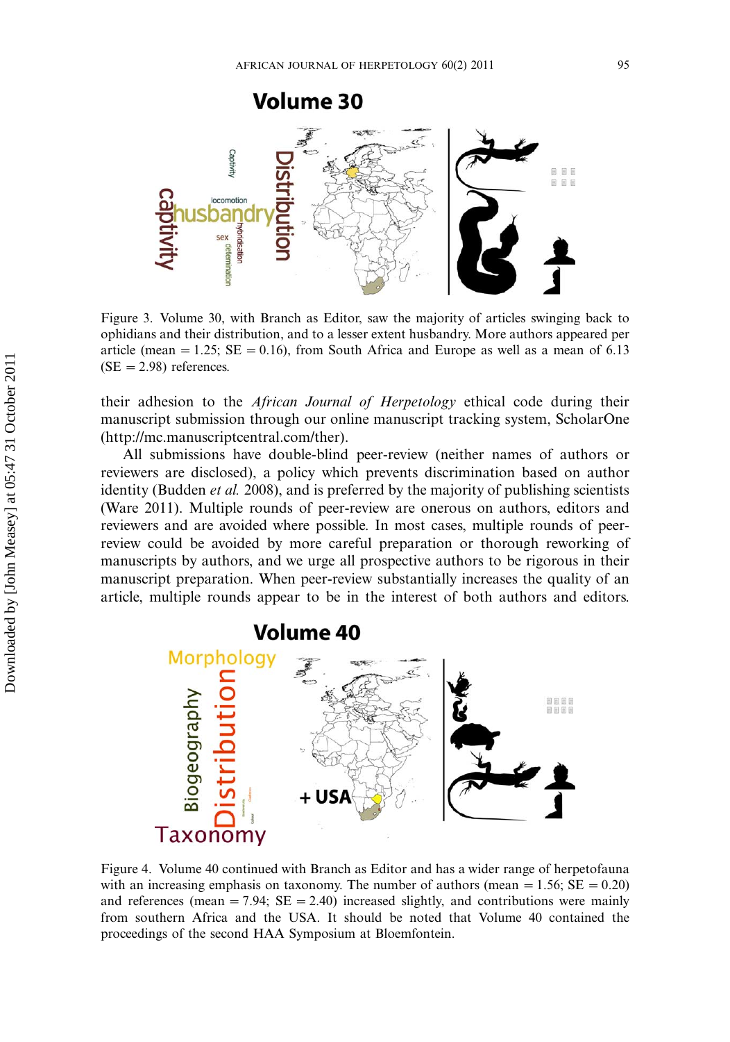Figure 3. Volume 30, with Branch as Editor, saw the majority of articles swinging back to ophidians and their distribution, and to a lesser extent husbandry. More authors appeared per article (mean = 1.25; SE = 0.16), from South Africa and Europe as well as a mean of 6.13 (SE = 2.98) references.

their adhesion to the *African Journal of Herpetology* ethical code during their manuscript submission through our online manuscript tracking system, ScholarOne (http://mc.manuscriptcentral.com/ther).

All submissions have double-blind peer-review (neither names of authors or reviewers are disclosed), a policy which prevents discrimination based on author identity (Budden *et al.* 2008), and is preferred by the majority of publishing scientists (Ware 2011). Multiple rounds of peer-review are onerous on authors, editors and reviewers and are avoided where possible. In most cases, multiple rounds of peer-review could be avoided by more careful preparation or thorough reworking of manuscripts by authors, and we urge all prospective authors to be rigorous in their manuscript preparation. When peer-review substantially increases the quality of an article, multiple rounds appear to be in the interest of both authors and editors.

Figure 4. Volume 40 continued with Branch as Editor and has a wider range of herpetofauna with an increasing emphasis on taxonomy. The number of authors (mean = 1.56; SE = 0.20) and references (mean = 7.94; SE = 2.40) increased slightly, and contributions were mainly from southern Africa and the USA. It should be noted that Volume 40 contained the proceedings of the second HAA Symposium at Bloemfontein.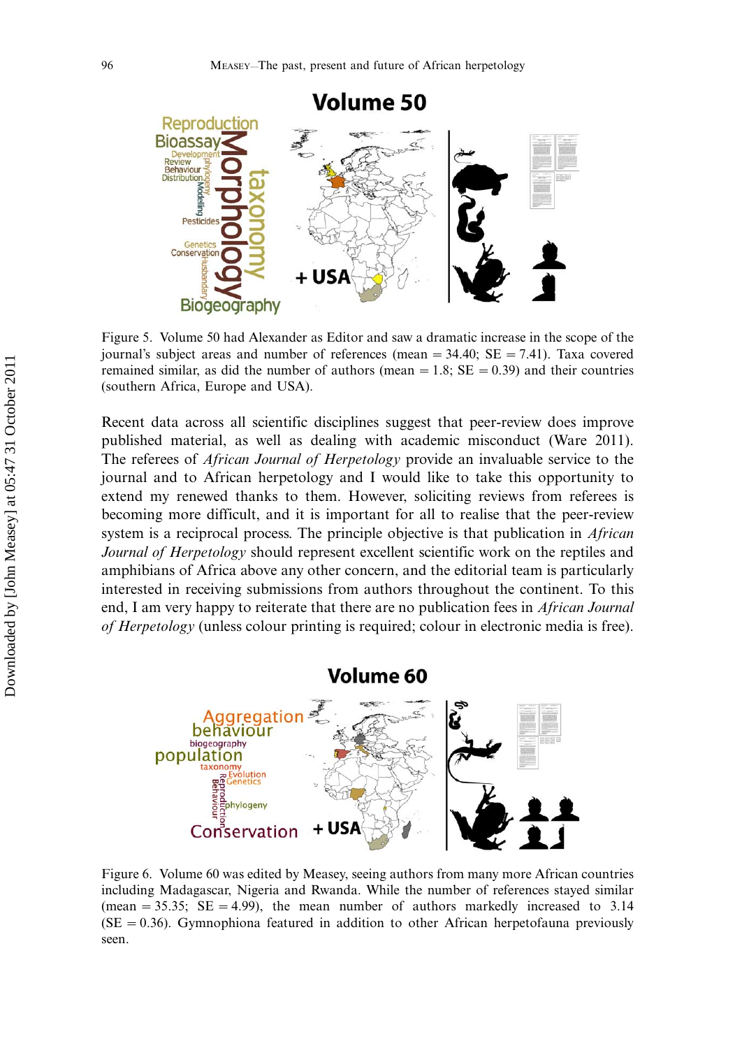Figure 5. Volume 50 had Alexander as Editor and saw a dramatic increase in the scope of the journal's subject areas and number of references (mean = 34.40; SE = 7.41). Taxa covered remained similar, as did the number of authors (mean = 1.8; SE = 0.39) and their countries (southern Africa, Europe and USA).

Recent data across all scientific disciplines suggest that peer-review does improve published material, as well as dealing with academic misconduct (Ware 2011). The referees of *African Journal of Herpetology* provide an invaluable service to the journal and to African herpetology and I would like to take this opportunity to extend my renewed thanks to them. However, soliciting reviews from referees is becoming more difficult, and it is important for all to realise that the peer-review system is a reciprocal process. The principle objective is that publication in *African Journal of Herpetology* should represent excellent scientific work on the reptiles and amphibians of Africa above any other concern, and the editorial team is particularly interested in receiving submissions from authors throughout the continent. To this end, I am very happy to reiterate that there are no publication fees in *African Journal of Herpetology* (unless colour printing is required; colour in electronic media is free).

Figure 6. Volume 60 was edited by Measey, seeing authors from many more African countries including Madagascar, Nigeria and Rwanda. While the number of references stayed similar (mean = 35.35; SE = 4.99), the mean number of authors markedly increased to 3.14 (SE = 0.36). Gymnophiona featured in addition to other African herpetofauna previously seen.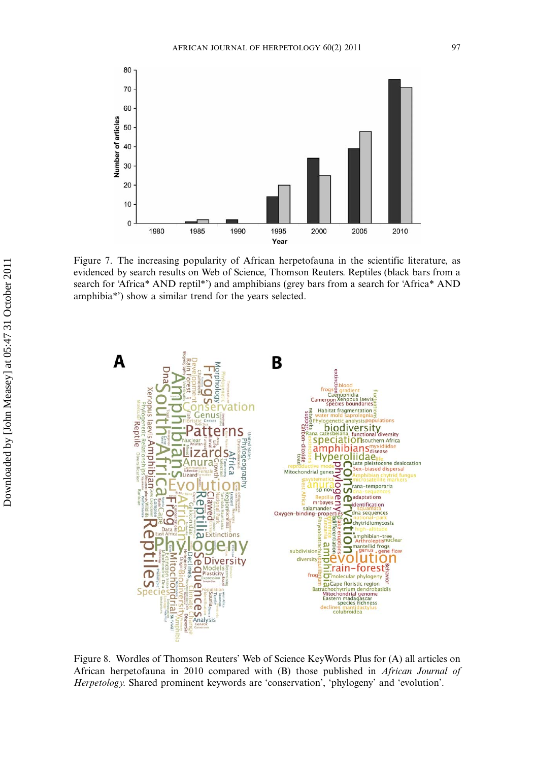Figure 7. The increasing popularity of African herpetofauna in the scientific literature, as evidenced by search results on Web of Science, Thomson Reuters. Reptiles (black bars from a search for 'Africa* AND reptil*') and amphibians (grey bars from a search for 'Africa* AND amphibia*') show a similar trend for the years selected.

Figure 8. Wordles of Thomson Reuters' Web of Science KeyWords Plus for (A) all articles on African herpetofauna in 2010 compared with (B) those published in *African Journal of Herpetology.* Shared prominent keywords are 'conservation', 'phylogeny' and 'evolution'.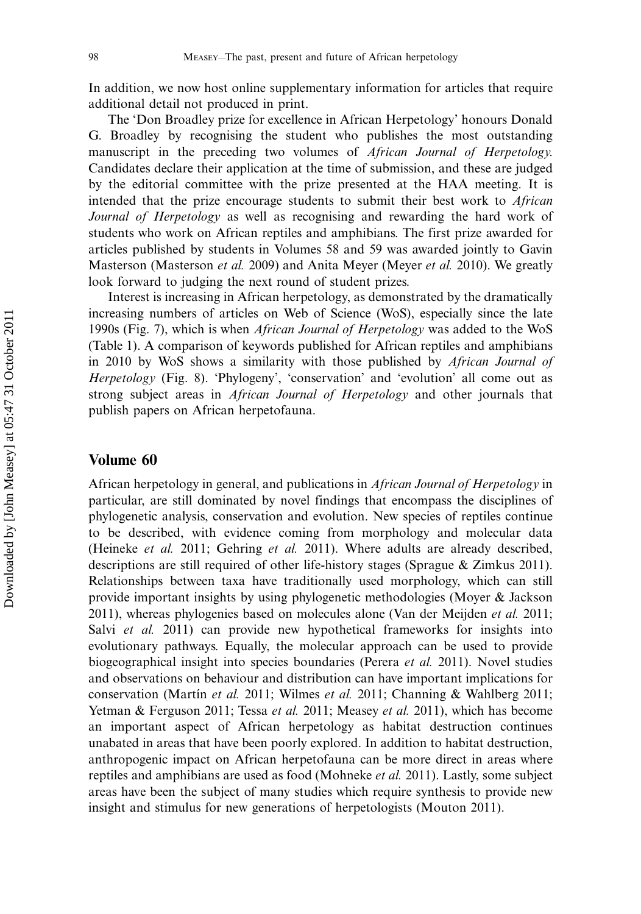In addition, we now host online supplementary information for articles that require additional detail not produced in print.

The 'Don Broadley prize for excellence in African Herpetology' honours Donald G. Broadley by recognising the student who publishes the most outstanding manuscript in the preceding two volumes of *African Journal of Herpetology*. Candidates declare their application at the time of submission, and these are judged by the editorial committee with the prize presented at the HAA meeting. It is intended that the prize encourage students to submit their best work to *African Journal of Herpetology* as well as recognising and rewarding the hard work of students who work on African reptiles and amphibians. The first prize awarded for articles published by students in Volumes 58 and 59 was awarded jointly to Gavin Masterson (Masterson *et al.* 2009) and Anita Meyer (Meyer *et al.* 2010). We greatly look forward to judging the next round of student prizes.

Interest is increasing in African herpetology, as demonstrated by the dramatically increasing numbers of articles on Web of Science (WoS), especially since the late 1990s (Fig. 7), which is when *African Journal of Herpetology* was added to the WoS (Table 1). A comparison of keywords published for African reptiles and amphibians in 2010 by WoS shows a similarity with those published by *African Journal of Herpetology* (Fig. 8). 'Phylogeny', 'conservation' and 'evolution' all come out as strong subject areas in *African Journal of Herpetology* and other journals that publish papers on African herpetofauna.

## Volume 60

African herpetology in general, and publications in *African Journal of Herpetology* in particular, are still dominated by novel findings that encompass the disciplines of phylogenetic analysis, conservation and evolution. New species of reptiles continue to be described, with evidence coming from morphology and molecular data (Heineke *et al.* 2011; Gehring *et al.* 2011). Where adults are already described, descriptions are still required of other life-history stages (Sprague & Zimkus 2011). Relationships between taxa have traditionally used morphology, which can still provide important insights by using phylogenetic methodologies (Moyer & Jackson 2011), whereas phylogenies based on molecules alone (Van der Meijden *et al.* 2011; Salvi *et al.* 2011) can provide new hypothetical frameworks for insights into evolutionary pathways. Equally, the molecular approach can be used to provide biogeographical insight into species boundaries (Perera *et al.* 2011). Novel studies and observations on behaviour and distribution can have important implications for conservation (Martín *et al.* 2011; Wilmes *et al.* 2011; Channing & Wahlberg 2011; Yetman & Ferguson 2011; Tessa *et al.* 2011; Measey *et al.* 2011), which has become an important aspect of African herpetology as habitat destruction continues unabated in areas that have been poorly explored. In addition to habitat destruction, anthropogenic impact on African herpetofauna can be more direct in areas where reptiles and amphibians are used as food (Mohneke *et al.* 2011). Lastly, some subject areas have been the subject of many studies which require synthesis to provide new insight and stimulus for new generations of herpetologists (Mouton 2011).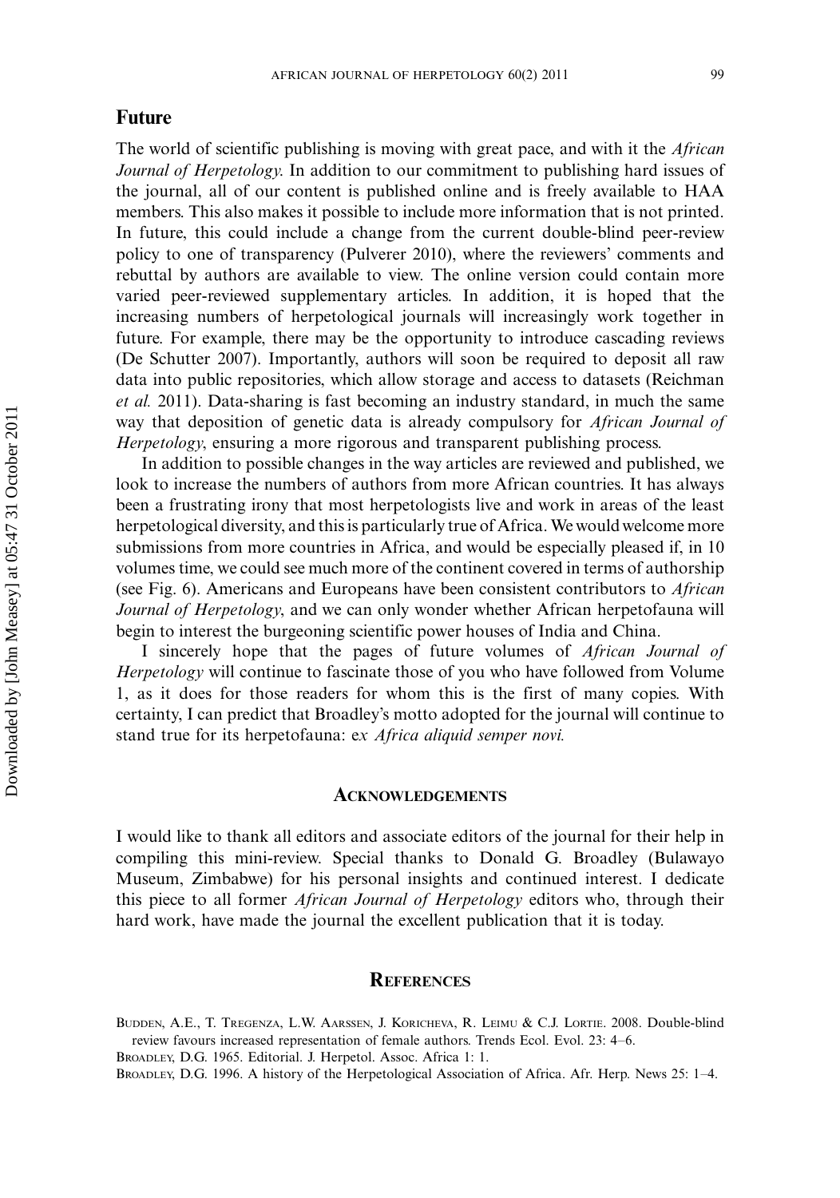## Future

The world of scientific publishing is moving with great pace, and with it the *African Journal of Herpetology*. In addition to our commitment to publishing hard issues of the journal, all of our content is published online and is freely available to HAA members. This also makes it possible to include more information that is not printed. In future, this could include a change from the current double-blind peer-review policy to one of transparency (Pulverer 2010), where the reviewers' comments and rebuttal by authors are available to view. The online version could contain more varied peer-reviewed supplementary articles. In addition, it is hoped that the increasing numbers of herpetological journals will increasingly work together in future. For example, there may be the opportunity to introduce cascading reviews (De Schutter 2007). Importantly, authors will soon be required to deposit all raw data into public repositories, which allow storage and access to datasets (Reichman *et al.* 2011). Data-sharing is fast becoming an industry standard, in much the same way that deposition of genetic data is already compulsory for *African Journal of Herpetology*, ensuring a more rigorous and transparent publishing process.

In addition to possible changes in the way articles are reviewed and published, we look to increase the numbers of authors from more African countries. It has always been a frustrating irony that most herpetologists live and work in areas of the least herpetological diversity, and this is particularly true of Africa. We would welcome more submissions from more countries in Africa, and would be especially pleased if, in 10 volumes time, we could see much more of the continent covered in terms of authorship (see Fig. 6). Americans and Europeans have been consistent contributors to *African Journal of Herpetology*, and we can only wonder whether African herpetofauna will begin to interest the burgeoning scientific power houses of India and China.

I sincerely hope that the pages of future volumes of *African Journal of Herpetology* will continue to fascinate those of you who have followed from Volume 1, as it does for those readers for whom this is the first of many copies. With certainty, I can predict that Broadley's motto adopted for the journal will continue to stand true for its herpetofauna: e*x Africa aliquid semper novi.*

## Acknowledgements

I would like to thank all editors and associate editors of the journal for their help in compiling this mini-review. Special thanks to Donald G. Broadley (Bulawayo Museum, Zimbabwe) for his personal insights and continued interest. I dedicate this piece to all former *African Journal of Herpetology* editors who, through their hard work, have made the journal the excellent publication that it is today.

## References

Budden, A.E., T. Tregenza, L.W. Aarssen, J. Koricheva, R. Leimu & C.J. Lortie. 2008. Double-blind review favours increased representation of female authors. Trends Ecol. Evol. 23: 4–6.

Broadley, D.G. 1965. Editorial. J. Herpetol. Assoc. Africa 1: 1.

Broadley, D.G. 1996. A history of the Herpetological Association of Africa. Afr. Herp. News 25: 1–4.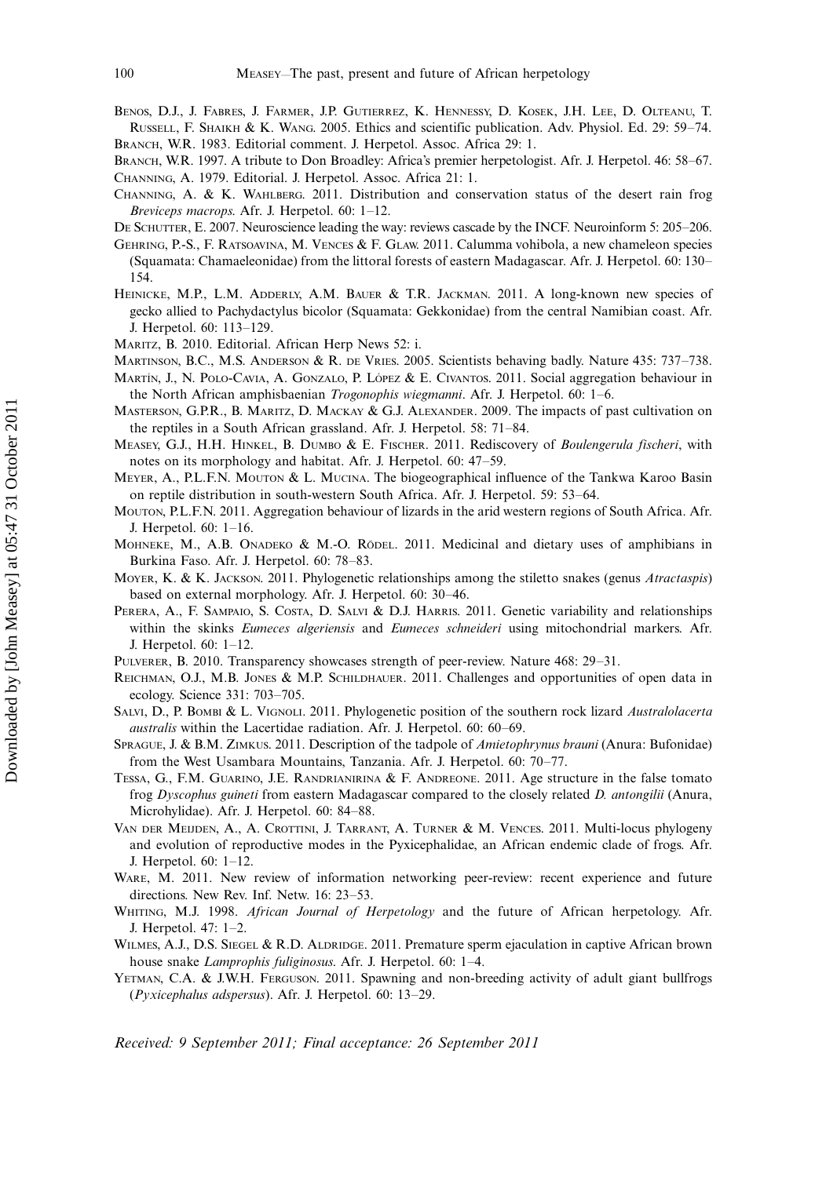Benos, D.J., J. Fabres, J. Farmer, J.P. Gutierrez, K. Hennessy, D. Kosek, J.H. Lee, D. Olteanu, T. Russell, F. Shaikh & K. Wang. 2005. Ethics and scientific publication. Adv. Physiol. Ed. 29: 59–74.

Branch, W.R. 1983. Editorial comment. J. Herpetol. Assoc. Africa 29: 1.

Branch, W.R. 1997. A tribute to Don Broadley: Africa's premier herpetologist. Afr. J. Herpetol. 46: 58–67.

Channing, A. 1979. Editorial. J. Herpetol. Assoc. Africa 21: 1.

Channing, A. & K. Wahlberg. 2011. Distribution and conservation status of the desert rain frog *Breviceps macrops*. Afr. J. Herpetol. 60: 1–12.

De Schutter, E. 2007. Neuroscience leading the way: reviews cascade by the INCF. Neuroinform 5: 205–206.

Gehring, P.-S., F. Ratsoavina, M. Vences & F. Glaw. 2011. Calumma vohibola, a new chameleon species (Squamata: Chamaeleonidae) from the littoral forests of eastern Madagascar. Afr. J. Herpetol. 60: 130–154.

Heinicke, M.P., L.M. Adderly, A.M. Bauer & T.R. Jackman. 2011. A long-known new species of gecko allied to Pachydactylus bicolor (Squamata: Gekkonidae) from the central Namibian coast. Afr. J. Herpetol. 60: 113–129.

Maritz, B. 2010. Editorial. African Herp News 52: i.

Martinson, B.C., M.S. Anderson & R. de Vries. 2005. Scientists behaving badly. Nature 435: 737–738.

Martín, J., N. Polo-Cavia, A. Gonzalo, P. López & E. Civantos. 2011. Social aggregation behaviour in the North African amphisbaenian *Trogonophis wiegmanni*. Afr. J. Herpetol. 60: 1–6.

Masterson, G.P.R., B. Maritz, D. Mackay & G.J. Alexander. 2009. The impacts of past cultivation on the reptiles in a South African grassland. Afr. J. Herpetol. 58: 71–84.

Measey, G.J., H.H. Hinkel, B. Dumbo & E. Fischer. 2011. Rediscovery of *Boulengerula fischeri*, with notes on its morphology and habitat. Afr. J. Herpetol. 60: 47–59.

Meyer, A., P.L.F.N. Mouton & L. Mucina. The biogeographical influence of the Tankwa Karoo Basin on reptile distribution in south-western South Africa. Afr. J. Herpetol. 59: 53–64.

Mouton, P.L.F.N. 2011. Aggregation behaviour of lizards in the arid western regions of South Africa. Afr. J. Herpetol. 60: 1–16.

Mohneke, M., A.B. Onadeko & M.-O. Rödel. 2011. Medicinal and dietary uses of amphibians in Burkina Faso. Afr. J. Herpetol. 60: 78–83.

Moyer, K. & K. Jackson. 2011. Phylogenetic relationships among the stiletto snakes (genus *Atractaspis*) based on external morphology. Afr. J. Herpetol. 60: 30–46.

Perera, A., F. Sampaio, S. Costa, D. Salvi & D.J. Harris. 2011. Genetic variability and relationships within the skinks *Eumeces algeriensis* and *Eumeces schneideri* using mitochondrial markers. Afr. J. Herpetol. 60: 1–12.

Pulverer, B. 2010. Transparency showcases strength of peer-review. Nature 468: 29–31.

Reichman, O.J., M.B. Jones & M.P. Schildhauer. 2011. Challenges and opportunities of open data in ecology. Science 331: 703–705.

Salvi, D., P. Bombi & L. Vignoli. 2011. Phylogenetic position of the southern rock lizard *Australolacerta australis* within the Lacertidae radiation. Afr. J. Herpetol. 60: 60–69.

Sprague, J. & B.M. Zimkus. 2011. Description of the tadpole of *Amietophrynus brauni* (Anura: Bufonidae) from the West Usambara Mountains, Tanzania. Afr. J. Herpetol. 60: 70–77.

Tessa, G., F.M. Guarino, J.E. Randrianirina & F. Andreone. 2011. Age structure in the false tomato frog *Dyscophus guineti* from eastern Madagascar compared to the closely related *D. antongilii* (Anura, Microhylidae). Afr. J. Herpetol. 60: 84–88.

Van der Meijden, A., A. Crottini, J. Tarrant, A. Turner & M. Vences. 2011. Multi-locus phylogeny and evolution of reproductive modes in the Pyxicephalidae, an African endemic clade of frogs. Afr. J. Herpetol. 60: 1–12.

Ware, M. 2011. New review of information networking peer-review: recent experience and future directions. New Rev. Inf. Netw. 16: 23–53.

Whiting, M.J. 1998. *African Journal of Herpetology* and the future of African herpetology. Afr. J. Herpetol. 47: 1–2.

Wilmes, A.J., D.S. Siegel & R.D. Aldridge. 2011. Premature sperm ejaculation in captive African brown house snake *Lamprophis fuliginosus*. Afr. J. Herpetol. 60: 1–4.

Yetman, C.A. & J.W.H. Ferguson. 2011. Spawning and non-breeding activity of adult giant bullfrogs (*Pyxicephalus adspersus*). Afr. J. Herpetol. 60: 13–29.

*Received: 9 September 2011; Final acceptance: 26 September 2011*